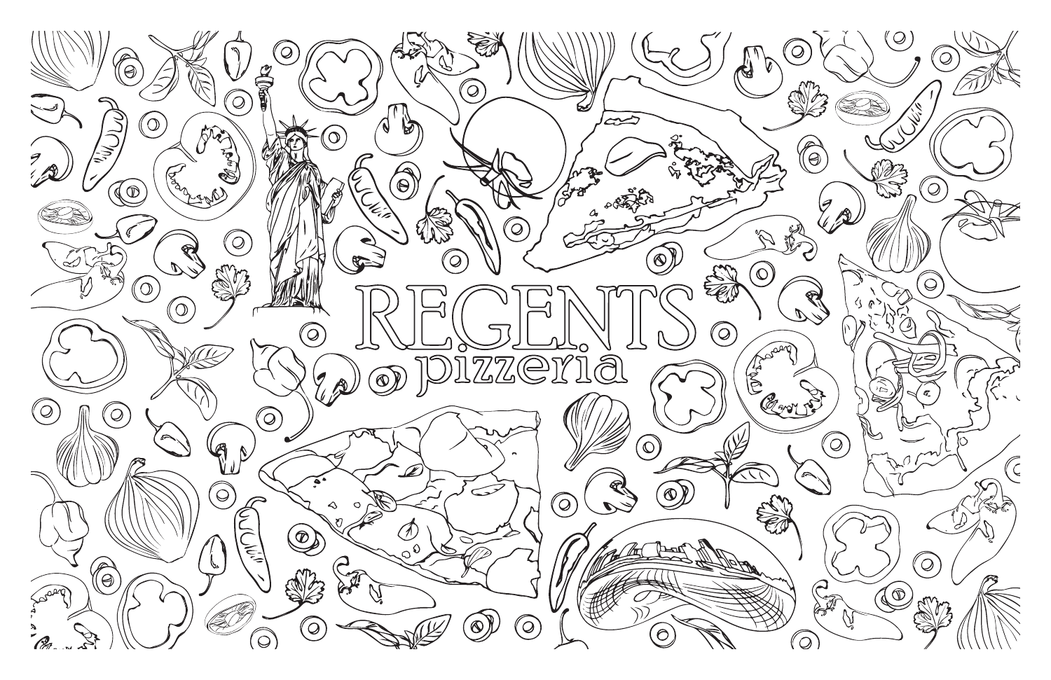# REGENTS

pizzeria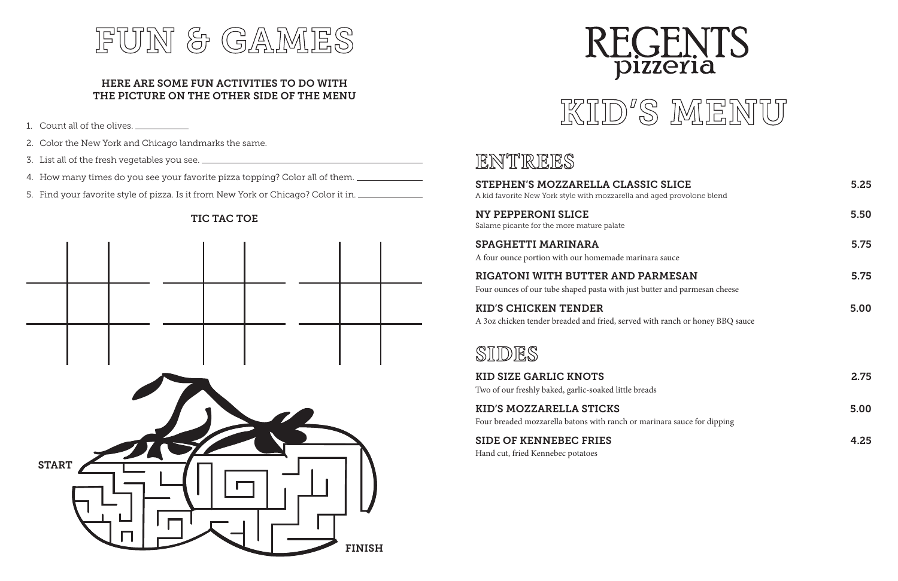# FUN & GAMES

**HERE ARE SOME FUN ACTIVITIES TO DO WITH THE PICTURE ON THE OTHER SIDE OF THE MENU**

1. Count all of the olives. ___________
2. Color the New York and Chicago landmarks the same.
3. List all of the fresh vegetables you see. ___________
4. How many times do you see your favorite pizza topping? Color all of them. ___________
5. Find your favorite style of pizza. Is it from New York or Chicago? Color it in. ___________

**TIC TAC TOE**

START

FINISH

# REGENTS pizzeria

# KID'S MENU

## ENTREES

| | |
|---|---|
| **STEPHEN'S MOZZARELLA CLASSIC SLICE**<br>A kid favorite New York style with mozzarella and aged provolone blend | 5.25 |
| **NY PEPPERONI SLICE**<br>Salame picante for the more mature palate | 5.50 |
| **SPAGHETTI MARINARA**<br>A four ounce portion with our homemade marinara sauce | 5.75 |
| **RIGATONI WITH BUTTER AND PARMESAN**<br>Four ounces of our tube shaped pasta with just butter and parmesan cheese | 5.75 |
| **KID'S CHICKEN TENDER**<br>A 3oz chicken tender breaded and fried, served with ranch or honey BBQ sauce | 5.00 |

## SIDES

| | |
|---|---|
| **KID SIZE GARLIC KNOTS**<br>Two of our freshly baked, garlic-soaked little breads | 2.75 |
| **KID'S MOZZARELLA STICKS**<br>Four breaded mozzarella batons with ranch or marinara sauce for dipping | 5.00 |
| **SIDE OF KENNEBEC FRIES**<br>Hand cut, fried Kennebec potatoes | 4.25 |